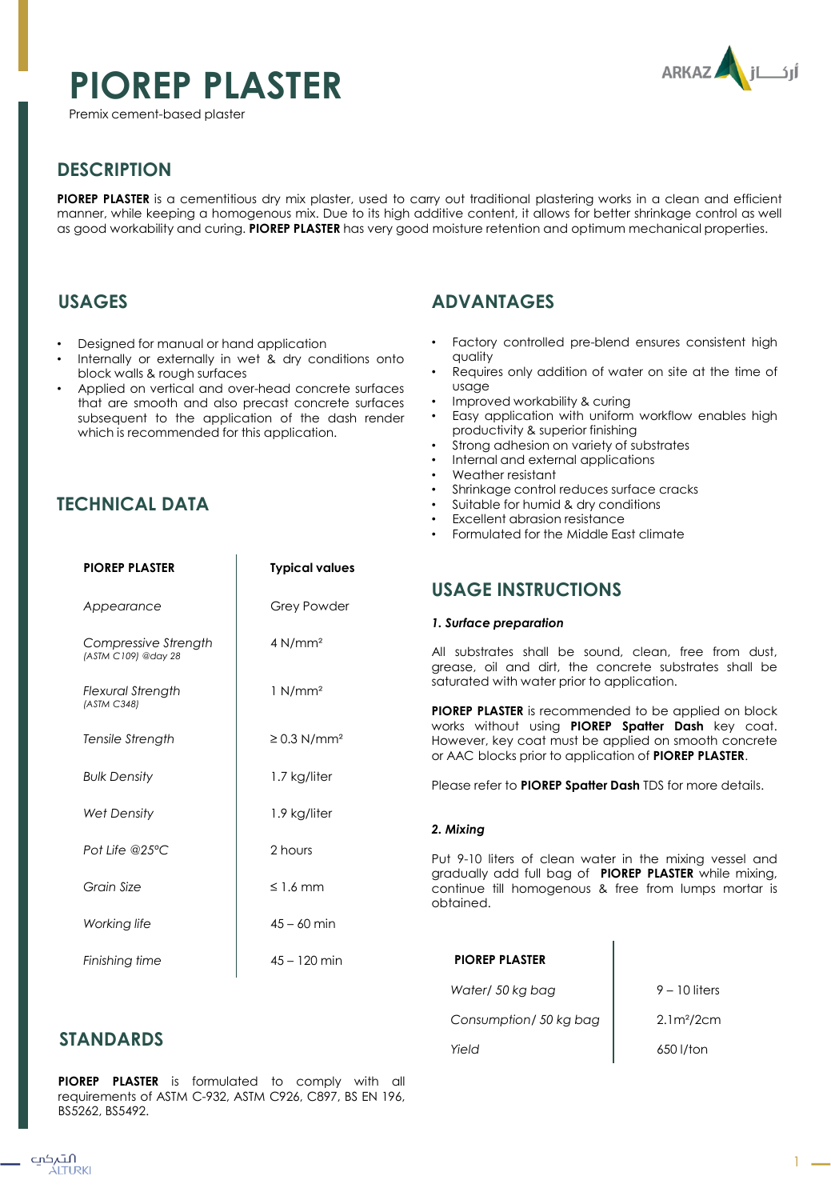# PIOREP PLASTER

Premix cement-based plaster

## DESCRIPTION

**PIOREP PLASTER** is a cementitious dry mix plaster, used to carry out traditional plastering works in a clean and efficient manner, while keeping a homogenous mix. Due to its high additive content, it allows for better shrinkage control as well as good workability and curing. **PIOREP PLASTER** has very good moisture retention and optimum mechanical properties.

## USAGES

- Designed for manual or hand application
- Internally or externally in wet & dry conditions onto block walls & rough surfaces
- Applied on vertical and over-head concrete surfaces that are smooth and also precast concrete surfaces subsequent to the application of the dash render which is recommended for this application.

## TECHNICAL DATA

| **PIOREP PLASTER** | **Typical values** |
|---|---|
| *Appearance* | Grey Powder |
| *Compressive Strength* *(ASTM C109) @day 28* | 4 N/mm² |
| *Flexural Strength* *(ASTM C348)* | 1 N/mm² |
| *Tensile Strength* | ≥ 0.3 N/mm² |
| *Bulk Density* | 1.7 kg/liter |
| *Wet Density* | 1.9 kg/liter |
| *Pot Life @25°C* | 2 hours |
| *Grain Size* | ≤ 1.6 mm |
| *Working life* | 45 – 60 min |
| *Finishing time* | 45 – 120 min |

## STANDARDS

**PIOREP PLASTER** is formulated to comply with all requirements of ASTM C-932, ASTM C926, C897, BS EN 196, BS5262, BS5492.

## ADVANTAGES

- Factory controlled pre-blend ensures consistent high quality
- Requires only addition of water on site at the time of usage
- Improved workability & curing
- Easy application with uniform workflow enables high productivity & superior finishing
- Strong adhesion on variety of substrates
- Internal and external applications
- Weather resistant
- Shrinkage control reduces surface cracks
- Suitable for humid & dry conditions
- Excellent abrasion resistance
- Formulated for the Middle East climate

## USAGE INSTRUCTIONS

***1. Surface preparation***

All substrates shall be sound, clean, free from dust, grease, oil and dirt, the concrete substrates shall be saturated with water prior to application.

**PIOREP PLASTER** is recommended to be applied on block works without using **PIOREP Spatter Dash** key coat. However, key coat must be applied on smooth concrete or AAC blocks prior to application of **PIOREP PLASTER**.

Please refer to **PIOREP Spatter Dash** TDS for more details.

***2. Mixing***

Put 9-10 liters of clean water in the mixing vessel and gradually add full bag of **PIOREP PLASTER** while mixing, continue till homogenous & free from lumps mortar is obtained.

| **PIOREP PLASTER** | |
|---|---|
| *Water/ 50 kg bag* | 9 – 10 liters |
| *Consumption/ 50 kg bag* | 2.1m²/2cm |
| *Yield* | 650 l/ton |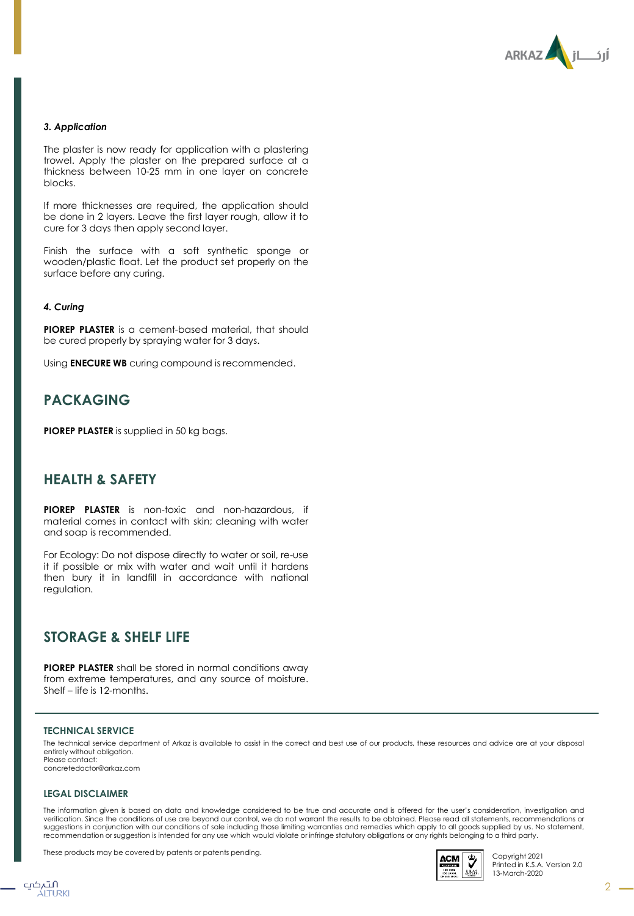### *3. Application*

The plaster is now ready for application with a plastering trowel. Apply the plaster on the prepared surface at a thickness between 10-25 mm in one layer on concrete blocks.

If more thicknesses are required, the application should be done in 2 layers. Leave the first layer rough, allow it to cure for 3 days then apply second layer.

Finish the surface with a soft synthetic sponge or wooden/plastic float. Let the product set properly on the surface before any curing.

### *4. Curing*

**PIOREP PLASTER** is a cement-based material, that should be cured properly by spraying water for 3 days.

Using **ENECURE WB** curing compound is recommended.

## PACKAGING

**PIOREP PLASTER** is supplied in 50 kg bags.

## HEALTH & SAFETY

**PIOREP PLASTER** is non-toxic and non-hazardous, if material comes in contact with skin; cleaning with water and soap is recommended.

For Ecology: Do not dispose directly to water or soil, re-use it if possible or mix with water and wait until it hardens then bury it in landfill in accordance with national regulation.

## STORAGE & SHELF LIFE

**PIOREP PLASTER** shall be stored in normal conditions away from extreme temperatures, and any source of moisture. Shelf – life is 12-months.

### TECHNICAL SERVICE

The technical service department of Arkaz is available to assist in the correct and best use of our products, these resources and advice are at your disposal entirely without obligation.
Please contact:
concretedoctor@arkaz.com

### LEGAL DISCLAIMER

The information given is based on data and knowledge considered to be true and accurate and is offered for the user's consideration, investigation and verification. Since the conditions of use are beyond our control, we do not warrant the results to be obtained. Please read all statements, recommendations or suggestions in conjunction with our conditions of sale including those limiting warranties and remedies which apply to all goods supplied by us. No statement, recommendation or suggestion is intended for any use which would violate or infringe statutory obligations or any rights belonging to a third party.

These products may be covered by patents or patents pending.

Copyright 2021
Printed in K.S.A. Version 2.0
13-March-2020